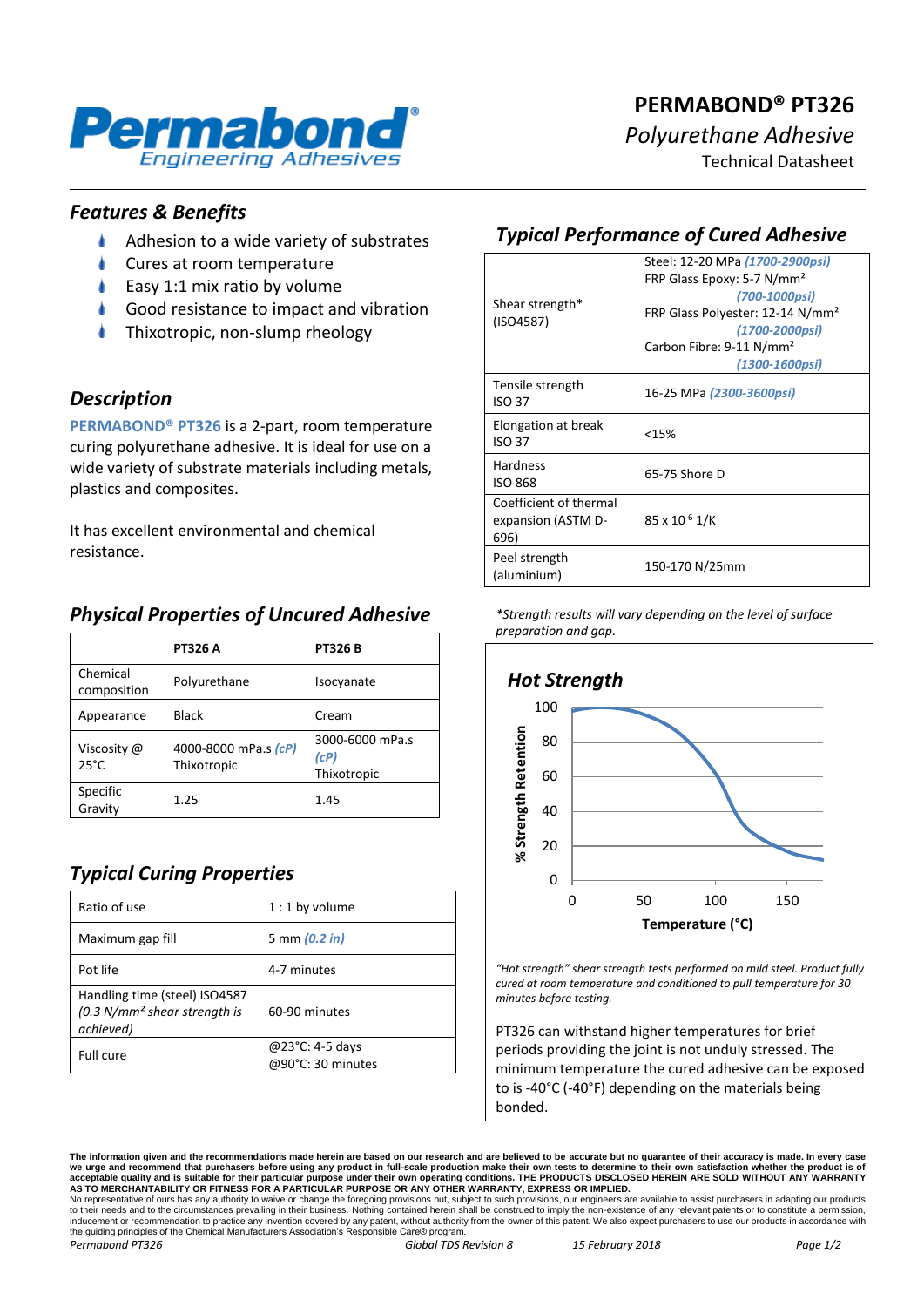# PERMABOND® PT326

*Polyurethane Adhesive*

Technical Datasheet

## *Features & Benefits*

- Adhesion to a wide variety of substrates
- Cures at room temperature
- Easy 1:1 mix ratio by volume
- Good resistance to impact and vibration
- Thixotropic, non-slump rheology

## *Description*

**PERMABOND® PT326** is a 2-part, room temperature curing polyurethane adhesive. It is ideal for use on a wide variety of substrate materials including metals, plastics and composites.

It has excellent environmental and chemical resistance.

## *Physical Properties of Uncured Adhesive*

| | PT326 A | PT326 B |
|---|---|---|
| Chemical composition | Polyurethane | Isocyanate |
| Appearance | Black | Cream |
| Viscosity @ 25°C | 4000-8000 mPa.s *(cP)* Thixotropic | 3000-6000 mPa.s *(cP)* Thixotropic |
| Specific Gravity | 1.25 | 1.45 |

## *Typical Curing Properties*

| | |
|---|---|
| Ratio of use | 1 : 1 by volume |
| Maximum gap fill | 5 mm *(0.2 in)* |
| Pot life | 4-7 minutes |
| Handling time (steel) ISO4587 *(0.3 N/mm² shear strength is achieved)* | 60-90 minutes |
| Full cure | @23°C: 4-5 days<br>@90°C: 30 minutes |

## *Typical Performance of Cured Adhesive*

| | |
|---|---|
| Shear strength* (ISO4587) | Steel: 12-20 MPa *(1700-2900psi)*<br>FRP Glass Epoxy: 5-7 N/mm² *(700-1000psi)*<br>FRP Glass Polyester: 12-14 N/mm² *(1700-2000psi)*<br>Carbon Fibre: 9-11 N/mm² *(1300-1600psi)* |
| Tensile strength ISO 37 | 16-25 MPa *(2300-3600psi)* |
| Elongation at break ISO 37 | <15% |
| Hardness ISO 868 | 65-75 Shore D |
| Coefficient of thermal expansion (ASTM D-696) | 85 x $10^{-6}$ 1/K |
| Peel strength (aluminium) | 150-170 N/25mm |

*\*Strength results will vary depending on the level of surface preparation and gap.*

### *Hot Strength*

| Temperature (°C) | % Strength Retention (approx.) |
|---|---|
| 0 | 98 |
| 25 | 100 |
| 50 | 95 |
| 75 | 80 |
| 100 | 40 |
| 125 | 20 |
| 150 | 15 |

*"Hot strength" shear strength tests performed on mild steel. Product fully cured at room temperature and conditioned to pull temperature for 30 minutes before testing.*

PT326 can withstand higher temperatures for brief periods providing the joint is not unduly stressed. The minimum temperature the cured adhesive can be exposed to is -40°C (-40°F) depending on the materials being bonded.

**The information given and the recommendations made herein are based on our research and are believed to be accurate but no guarantee of their accuracy is made. In every case we urge and recommend that purchasers before using any product in full-scale production make their own tests to determine to their own satisfaction whether the product is of acceptable quality and is suitable for their particular purpose under their own operating conditions. THE PRODUCTS DISCLOSED HEREIN ARE SOLD WITHOUT ANY WARRANTY AS TO MERCHANTABILITY OR FITNESS FOR A PARTICULAR PURPOSE OR ANY OTHER WARRANTY, EXPRESS OR IMPLIED.**
No representative of ours has any authority to waive or change the foregoing provisions but, subject to such provisions, our engineers are available to assist purchasers in adapting our products to their needs and to the circumstances prevailing in their business. Nothing contained herein shall be construed to imply the non-existence of any relevant patents or to constitute a permission, inducement or recommendation to practice any invention covered by any patent, without authority from the owner of this patent. We also expect purchasers to use our products in accordance with the guiding principles of the Chemical Manufacturers Association's Responsible Care® program.

*Permabond PT326* *Global TDS Revision 8* *15 February 2018*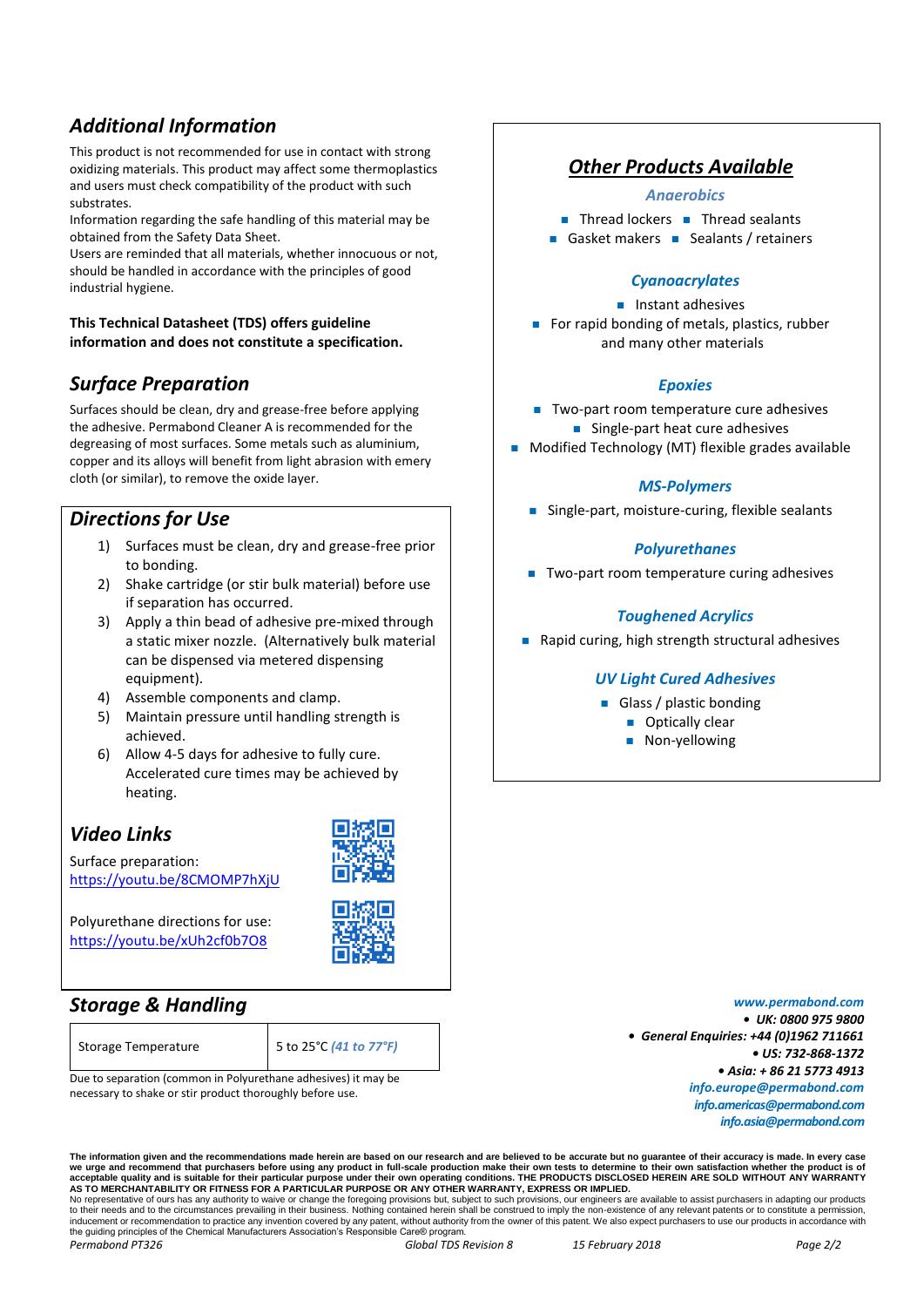## Additional Information

This product is not recommended for use in contact with strong oxidizing materials. This product may affect some thermoplastics and users must check compatibility of the product with such substrates.
Information regarding the safe handling of this material may be obtained from the Safety Data Sheet.
Users are reminded that all materials, whether innocuous or not, should be handled in accordance with the principles of good industrial hygiene.

**This Technical Datasheet (TDS) offers guideline information and does not constitute a specification.**

## Surface Preparation

Surfaces should be clean, dry and grease-free before applying the adhesive. Permabond Cleaner A is recommended for the degreasing of most surfaces. Some metals such as aluminium, copper and its alloys will benefit from light abrasion with emery cloth (or similar), to remove the oxide layer.

## Directions for Use

1) Surfaces must be clean, dry and grease-free prior to bonding.
2) Shake cartridge (or stir bulk material) before use if separation has occurred.
3) Apply a thin bead of adhesive pre-mixed through a static mixer nozzle. (Alternatively bulk material can be dispensed via metered dispensing equipment).
4) Assemble components and clamp.
5) Maintain pressure until handling strength is achieved.
6) Allow 4-5 days for adhesive to fully cure. Accelerated cure times may be achieved by heating.

## Video Links

Surface preparation:
https://youtu.be/8CMOMP7hXjU

Polyurethane directions for use:
https://youtu.be/xUh2cf0b7O8

## Storage & Handling

| | |
|---|---|
| Storage Temperature | 5 to 25°C *(41 to 77°F)* |

Due to separation (common in Polyurethane adhesives) it may be necessary to shake or stir product thoroughly before use.

## Other Products Available

### Anaerobics

- Thread lockers
- Thread sealants
- Gasket makers
- Sealants / retainers

### Cyanoacrylates

- Instant adhesives
- For rapid bonding of metals, plastics, rubber and many other materials

### Epoxies

- Two-part room temperature cure adhesives
- Single-part heat cure adhesives
- Modified Technology (MT) flexible grades available

### MS-Polymers

- Single-part, moisture-curing, flexible sealants

### Polyurethanes

- Two-part room temperature curing adhesives

### Toughened Acrylics

- Rapid curing, high strength structural adhesives

### UV Light Cured Adhesives

- Glass / plastic bonding
- Optically clear
- Non-yellowing

*www.permabond.com*
- *UK: 0800 975 9800*
- *General Enquiries: +44 (0)1962 711661*
- *US: 732-868-1372*
- *Asia: + 86 21 5773 4913*

*info.europe@permabond.com*
*info.americas@permabond.com*
*info.asia@permabond.com*

**The information given and the recommendations made herein are based on our research and are believed to be accurate but no guarantee of their accuracy is made. In every case we urge and recommend that purchasers before using any product in full-scale production make their own tests to determine to their own satisfaction whether the product is of acceptable quality and is suitable for their particular purpose under their own operating conditions. THE PRODUCTS DISCLOSED HEREIN ARE SOLD WITHOUT ANY WARRANTY AS TO MERCHANTABILITY OR FITNESS FOR A PARTICULAR PURPOSE OR ANY OTHER WARRANTY, EXPRESS OR IMPLIED.**
No representative of ours has any authority to waive or change the foregoing provisions but, subject to such provisions, our engineers are available to assist purchasers in adapting our products to their needs and to the circumstances prevailing in their business. Nothing contained herein shall be construed to imply the non-existence of any relevant patents or to constitute a permission, inducement or recommendation to practice any invention covered by any patent, without authority from the owner of this patent. We also expect purchasers to use our products in accordance with the guiding principles of the Chemical Manufacturers Association's Responsible Care® program.

*Permabond PT326* *Global TDS Revision 8* *15 February 2018*